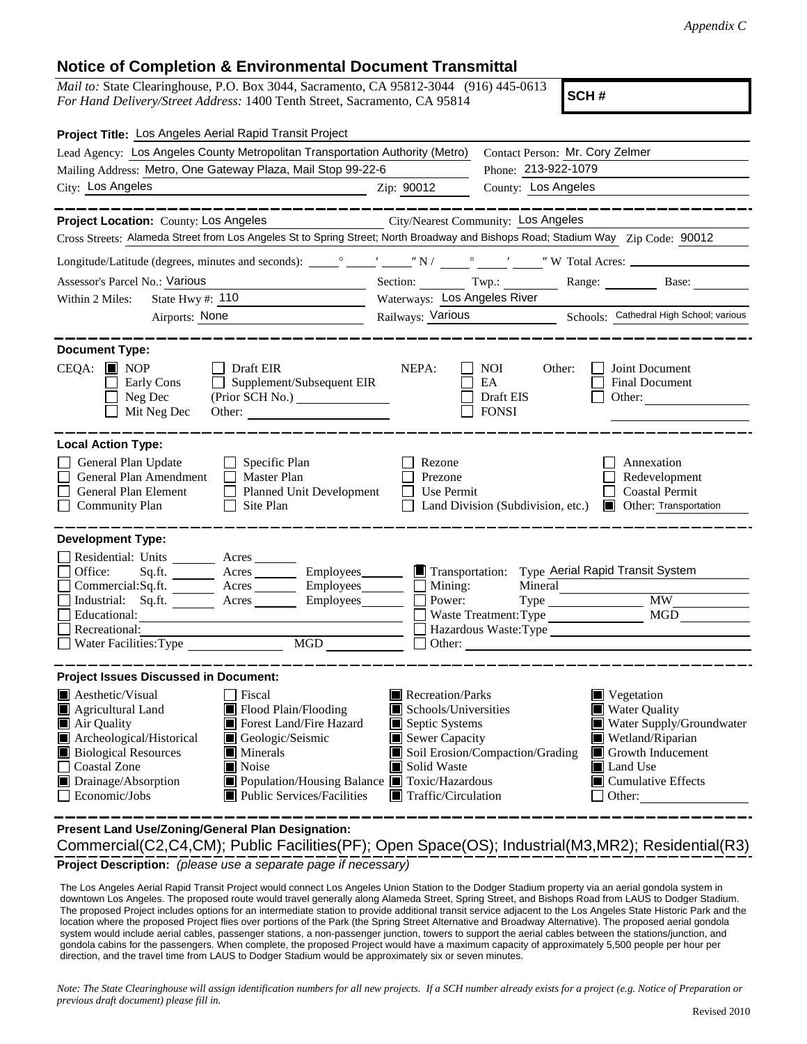*Appendix C*

## Notice of Completion & Environmental Document Transmittal

*Mail to:* State Clearinghouse, P.O. Box 3044, Sacramento, CA 95812-3044 (916) 445-0613
*For Hand Delivery/Street Address:* 1400 Tenth Street, Sacramento, CA 95814

**SCH #**

**Project Title:** Los Angeles Aerial Rapid Transit Project

Lead Agency: Los Angeles County Metropolitan Transportation Authority (Metro)
Contact Person: Mr. Cory Zelmer
Mailing Address: Metro, One Gateway Plaza, Mail Stop 99-22-6
Phone: 213-922-1079
City: Los Angeles
Zip: 90012
County: Los Angeles

---

**Project Location:** County: Los Angeles
City/Nearest Community: Los Angeles
Cross Streets: Alameda Street from Los Angeles St to Spring Street; North Broadway and Bishops Road; Stadium Way
Zip Code: 90012

Longitude/Latitude (degrees, minutes and seconds): ___° ___′ ___″ N / ___° ___′ ___″ W Total Acres: ___

Assessor's Parcel No.: Various
Section: ___ Twp.: ___ Range: ___ Base: ___

Within 2 Miles: State Hwy #: 110
Waterways: Los Angeles River
Airports: None
Railways: Various
Schools: Cathedral High School; various

---

**Document Type:**

CEQA: ■ NOP ☐ Draft EIR ☐ Early Cons ☐ Supplement/Subsequent EIR ☐ Neg Dec (Prior SCH No.) ___ ☐ Mit Neg Dec Other: ___

NEPA: ☐ NOI ☐ EA ☐ Draft EIS ☐ FONSI

Other: ☐ Joint Document ☐ Final Document ☐ Other: ___

---

**Local Action Type:**

☐ General Plan Update ☐ General Plan Amendment ☐ General Plan Element ☐ Community Plan
☐ Specific Plan ☐ Master Plan ☐ Planned Unit Development ☐ Site Plan
☐ Rezone ☐ Prezone ☐ Use Permit ☐ Land Division (Subdivision, etc.)
☐ Annexation ☐ Redevelopment ☐ Coastal Permit ■ Other: Transportation

---

**Development Type:**

☐ Residential: Units ___ Acres ___
☐ Office: Sq.ft. ___ Acres ___ Employees ___
☐ Commercial: Sq.ft. ___ Acres ___ Employees ___
☐ Industrial: Sq.ft. ___ Acres ___ Employees ___
☐ Educational: ___
☐ Recreational: ___
☐ Water Facilities: Type ___ MGD ___
■ Transportation: Type Aerial Rapid Transit System
☐ Mining: Mineral ___
☐ Power: Type ___ MW ___
☐ Waste Treatment: Type ___ MGD ___
☐ Hazardous Waste: Type ___
☐ Other: ___

---

**Project Issues Discussed in Document:**

■ Aesthetic/Visual
■ Agricultural Land
■ Air Quality
■ Archeological/Historical
■ Biological Resources
☐ Coastal Zone
■ Drainage/Absorption
☐ Economic/Jobs
☐ Fiscal
■ Flood Plain/Flooding
■ Forest Land/Fire Hazard
■ Geologic/Seismic
■ Minerals
■ Noise
■ Population/Housing Balance
■ Public Services/Facilities
■ Recreation/Parks
■ Schools/Universities
■ Septic Systems
■ Sewer Capacity
■ Soil Erosion/Compaction/Grading
■ Solid Waste
■ Toxic/Hazardous
■ Traffic/Circulation
■ Vegetation
■ Water Quality
■ Water Supply/Groundwater
■ Wetland/Riparian
■ Growth Inducement
■ Land Use
■ Cumulative Effects
☐ Other: ___

---

**Present Land Use/Zoning/General Plan Designation:**

Commercial(C2,C4,CM); Public Facilities(PF); Open Space(OS); Industrial(M3,MR2); Residential(R3)

**Project Description:** *(please use a separate page if necessary)*

The Los Angeles Aerial Rapid Transit Project would connect Los Angeles Union Station to the Dodger Stadium property via an aerial gondola system in downtown Los Angeles. The proposed route would travel generally along Alameda Street, Spring Street, and Bishops Road from LAUS to Dodger Stadium. The proposed Project includes options for an intermediate station to provide additional transit service adjacent to the Los Angeles State Historic Park and the location where the proposed Project flies over portions of the Park (the Spring Street Alternative and Broadway Alternative). The proposed aerial gondola system would include aerial cables, passenger stations, a non-passenger junction, towers to support the aerial cables between the stations/junction, and gondola cabins for the passengers. When complete, the proposed Project would have a maximum capacity of approximately 5,500 people per hour per direction, and the travel time from LAUS to Dodger Stadium would be approximately six or seven minutes.

*Note: The State Clearinghouse will assign identification numbers for all new projects. If a SCH number already exists for a project (e.g. Notice of Preparation or previous draft document) please fill in.*

Revised 2010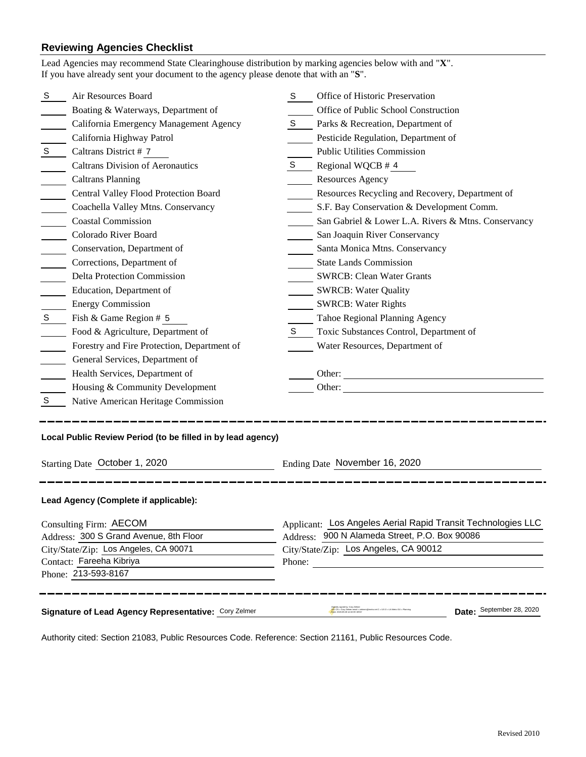## Reviewing Agencies Checklist

Lead Agencies may recommend State Clearinghouse distribution by marking agencies below with and "**X**".
If you have already sent your document to the agency please denote that with an "**S**".

| | | | |
|---|---|---|---|
| S | Air Resources Board | S | Office of Historic Preservation |
| | Boating & Waterways, Department of | | Office of Public School Construction |
| | California Emergency Management Agency | S | Parks & Recreation, Department of |
| | California Highway Patrol | | Pesticide Regulation, Department of |
| S | Caltrans District # 7 | | Public Utilities Commission |
| | Caltrans Division of Aeronautics | S | Regional WQCB # 4 |
| | Caltrans Planning | | Resources Agency |
| | Central Valley Flood Protection Board | | Resources Recycling and Recovery, Department of |
| | Coachella Valley Mtns. Conservancy | | S.F. Bay Conservation & Development Comm. |
| | Coastal Commission | | San Gabriel & Lower L.A. Rivers & Mtns. Conservancy |
| | Colorado River Board | | San Joaquin River Conservancy |
| | Conservation, Department of | | Santa Monica Mtns. Conservancy |
| | Corrections, Department of | | State Lands Commission |
| | Delta Protection Commission | | SWRCB: Clean Water Grants |
| | Education, Department of | | SWRCB: Water Quality |
| | Energy Commission | | SWRCB: Water Rights |
| S | Fish & Game Region # 5 | | Tahoe Regional Planning Agency |
| | Food & Agriculture, Department of | S | Toxic Substances Control, Department of |
| | Forestry and Fire Protection, Department of | | Water Resources, Department of |
| | General Services, Department of | | |
| | Health Services, Department of | | Other: |
| | Housing & Community Development | | Other: |
| S | Native American Heritage Commission | | |

**Local Public Review Period (to be filled in by lead agency)**

Starting Date October 1, 2020 Ending Date November 16, 2020

**Lead Agency (Complete if applicable):**

Consulting Firm: AECOM
Address: 300 S Grand Avenue, 8th Floor
City/State/Zip: Los Angeles, CA 90071
Contact: Fareeha Kibriya
Phone: 213-593-8167

Applicant: Los Angeles Aerial Rapid Transit Technologies LLC
Address: 900 N Alameda Street, P.O. Box 90086
City/State/Zip: Los Angeles, CA 90012
Phone:

**Signature of Lead Agency Representative:** Cory Zelmer **Date:** September 28, 2020

Authority cited: Section 21083, Public Resources Code. Reference: Section 21161, Public Resources Code.

Revised 2010